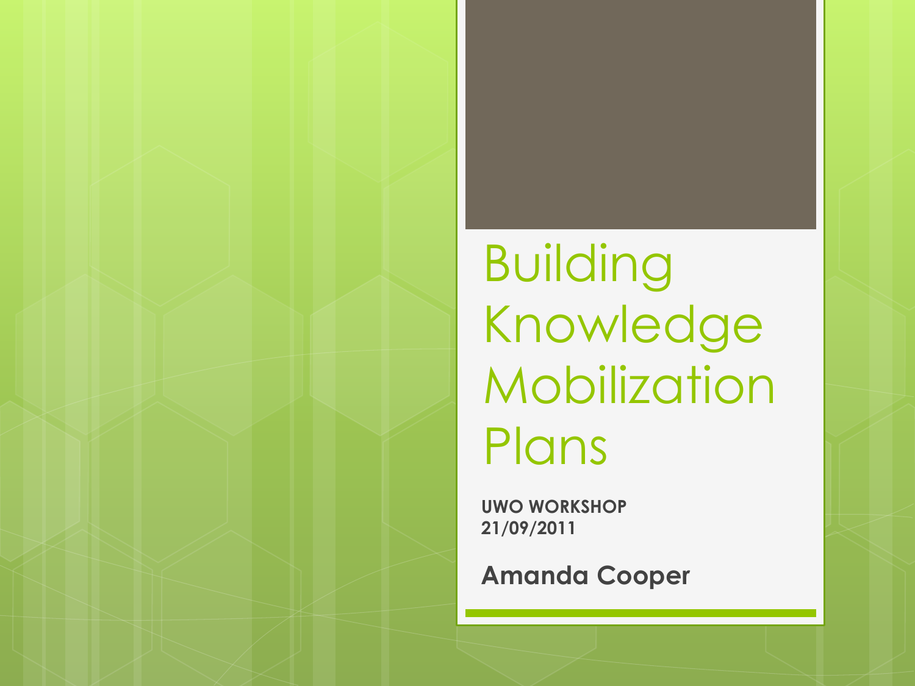# Building Knowledge Mobilization Plans

**UWO WORKSHOP**
**21/09/2011**

**Amanda Cooper**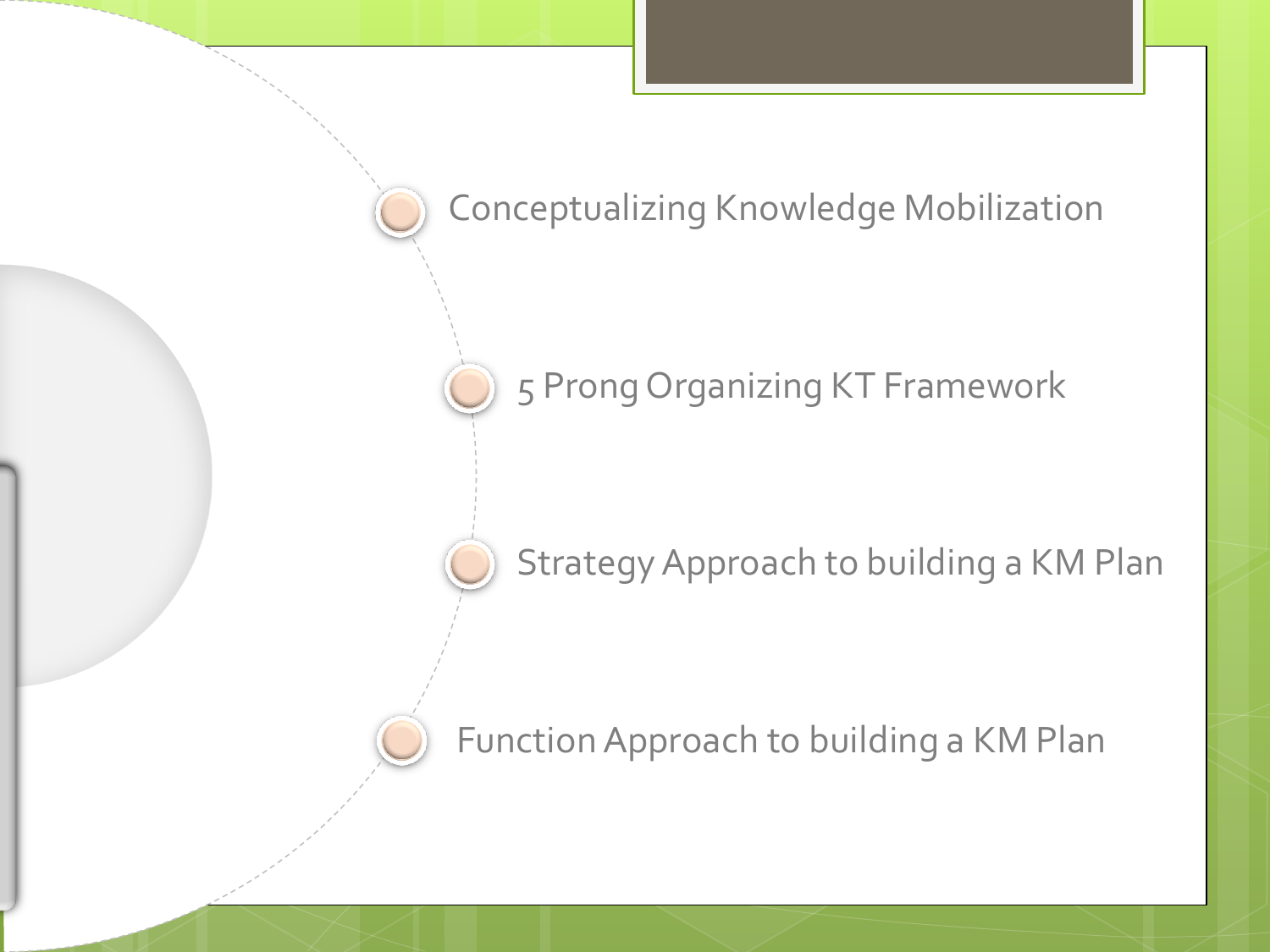- Conceptualizing Knowledge Mobilization
- 5 Prong Organizing KT Framework
- Strategy Approach to building a KM Plan
- Function Approach to building a KM Plan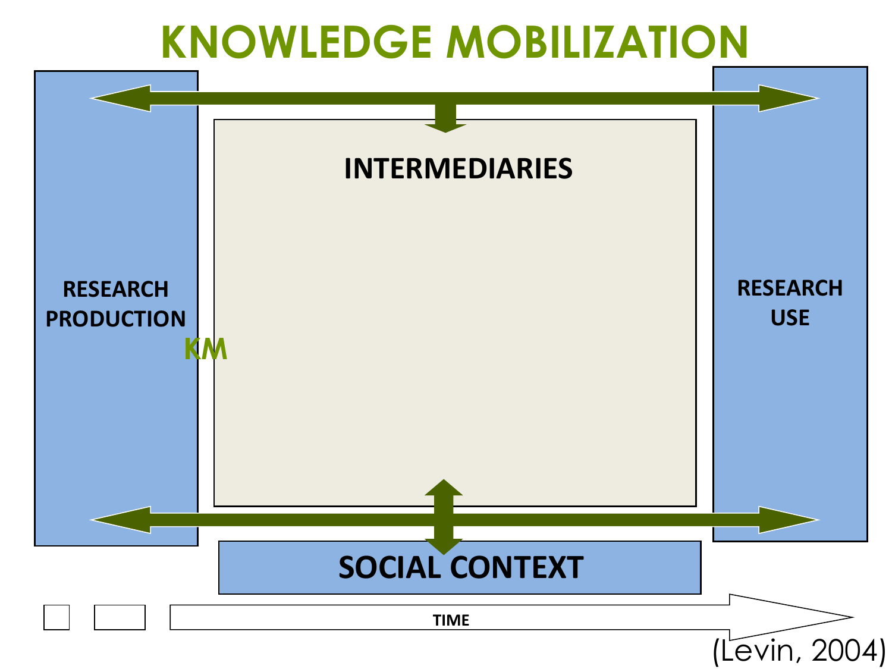# KNOWLEDGE MOBILIZATION

**RESEARCH PRODUCTION**

**KM**

**INTERMEDIARIES**

**RESEARCH USE**

**SOCIAL CONTEXT**

**TIME**

(Levin, 2004)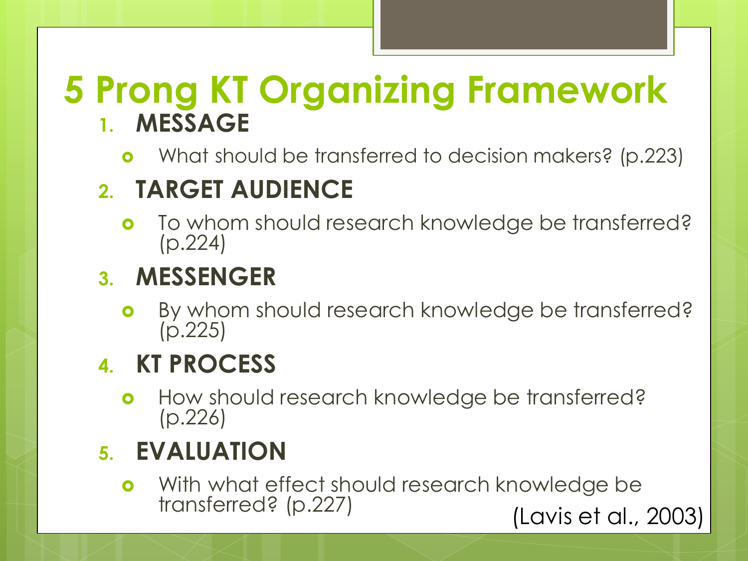# 5 Prong KT Organizing Framework

1. **MESSAGE**
   - What should be transferred to decision makers? (p.223)
2. **TARGET AUDIENCE**
   - To whom should research knowledge be transferred? (p.224)
3. **MESSENGER**
   - By whom should research knowledge be transferred? (p.225)
4. **KT PROCESS**
   - How should research knowledge be transferred? (p.226)
5. **EVALUATION**
   - With what effect should research knowledge be transferred? (p.227)

(Lavis et al., 2003)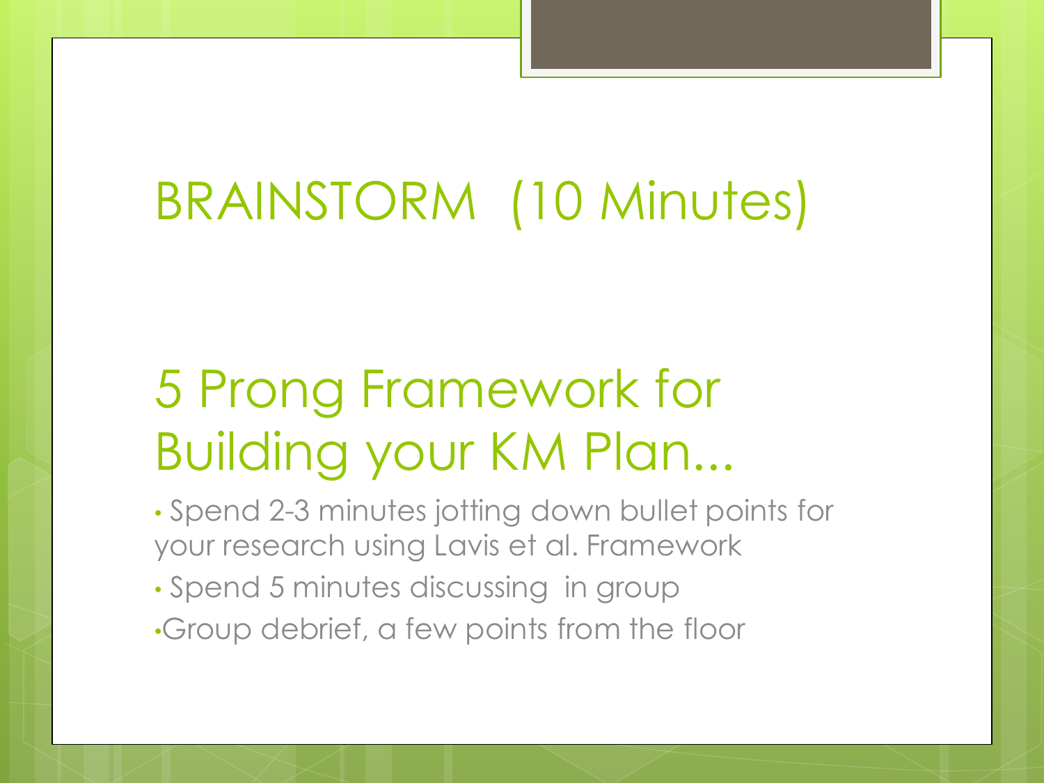# BRAINSTORM (10 Minutes)

## 5 Prong Framework for Building your KM Plan...

- Spend 2-3 minutes jotting down bullet points for your research using Lavis et al. Framework
- Spend 5 minutes discussing in group
- Group debrief, a few points from the floor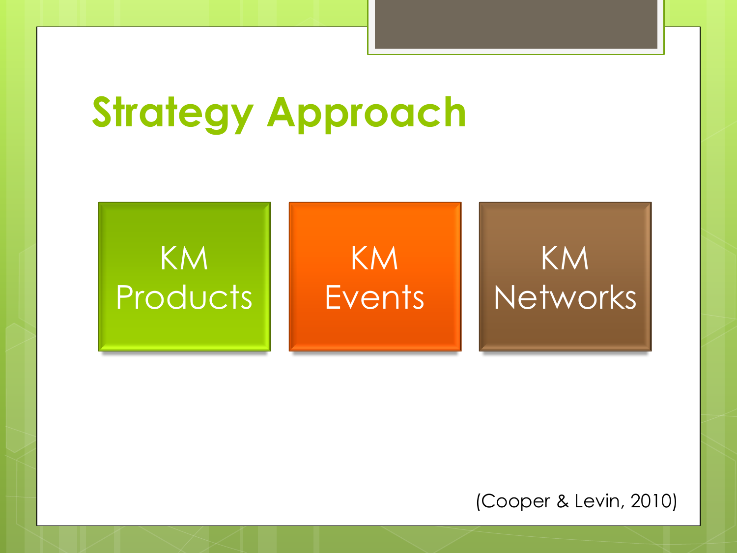# Strategy Approach

- KM Products
- KM Events
- KM Networks

(Cooper & Levin, 2010)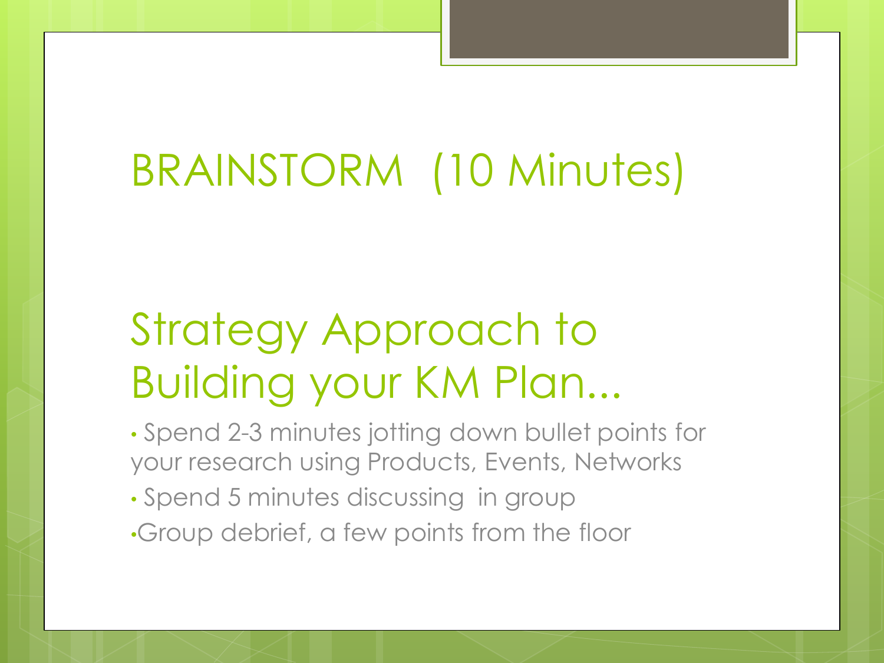# BRAINSTORM (10 Minutes)

## Strategy Approach to Building your KM Plan...

- Spend 2-3 minutes jotting down bullet points for your research using Products, Events, Networks
- Spend 5 minutes discussing in group
- Group debrief, a few points from the floor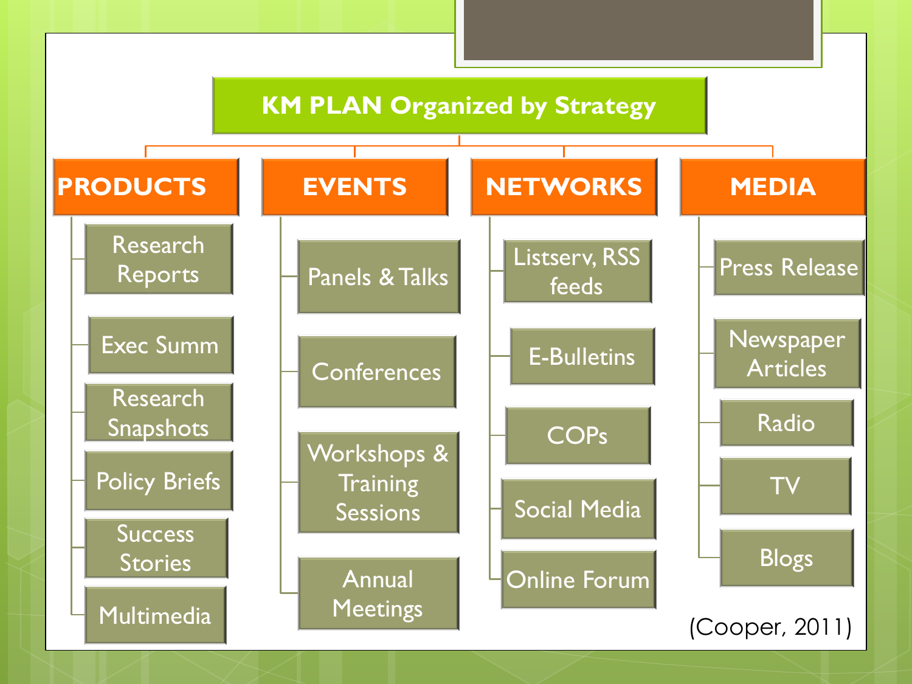# KM PLAN Organized by Strategy

| PRODUCTS | EVENTS | NETWORKS | MEDIA |
| --- | --- | --- | --- |
| Research Reports | Panels & Talks | Listserv, RSS feeds | Press Release |
| Exec Summ | Conferences | E-Bulletins | Newspaper Articles |
| Research Snapshots | Workshops & Training Sessions | COPs | Radio |
| Policy Briefs | Annual Meetings | Social Media | TV |
| Success Stories | | Online Forum | Blogs |
| Multimedia | | | |

(Cooper, 2011)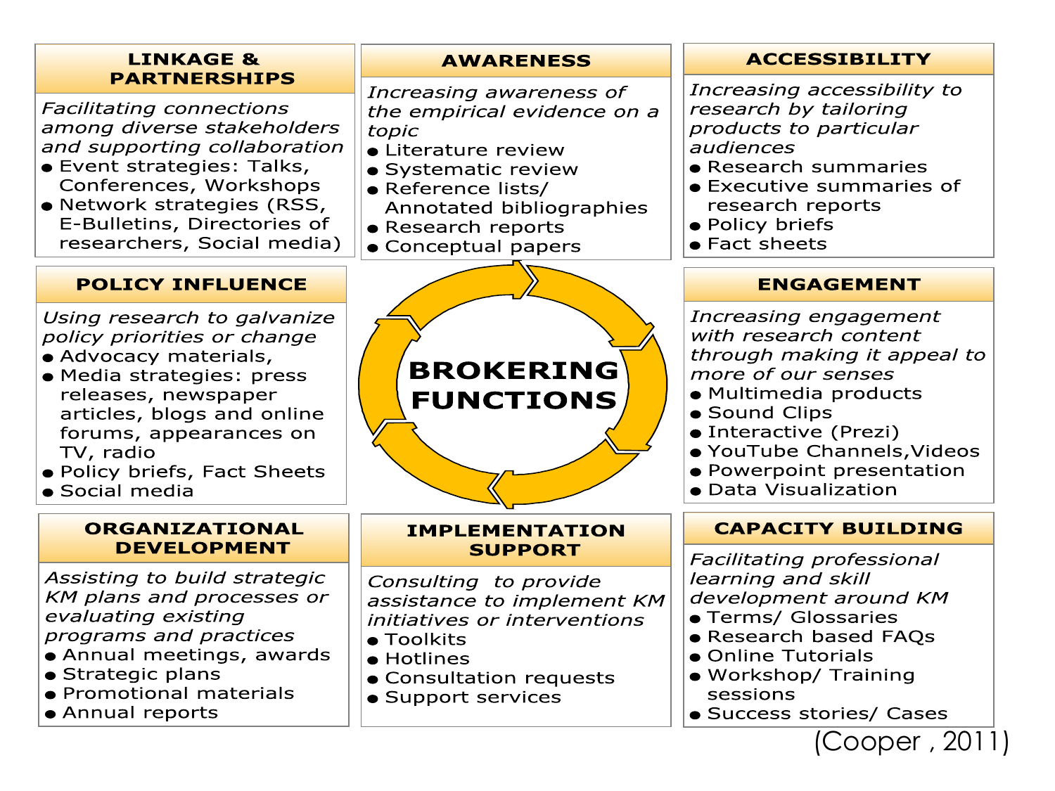# BROKERING FUNCTIONS

## LINKAGE & PARTNERSHIPS

*Facilitating connections among diverse stakeholders and supporting collaboration*

- Event strategies: Talks, Conferences, Workshops
- Network strategies (RSS, E-Bulletins, Directories of researchers, Social media)

## AWARENESS

*Increasing awareness of the empirical evidence on a topic*

- Literature review
- Systematic review
- Reference lists/ Annotated bibliographies
- Research reports
- Conceptual papers

## ACCESSIBILITY

*Increasing accessibility to research by tailoring products to particular audiences*

- Research summaries
- Executive summaries of research reports
- Policy briefs
- Fact sheets

## POLICY INFLUENCE

*Using research to galvanize policy priorities or change*

- Advocacy materials,
- Media strategies: press releases, newspaper articles, blogs and online forums, appearances on TV, radio
- Policy briefs, Fact Sheets
- Social media

## ENGAGEMENT

*Increasing engagement with research content through making it appeal to more of our senses*

- Multimedia products
- Sound Clips
- Interactive (Prezi)
- YouTube Channels,Videos
- Powerpoint presentation
- Data Visualization

## ORGANIZATIONAL DEVELOPMENT

*Assisting to build strategic KM plans and processes or evaluating existing programs and practices*

- Annual meetings, awards
- Strategic plans
- Promotional materials
- Annual reports

## IMPLEMENTATION SUPPORT

*Consulting to provide assistance to implement KM initiatives or interventions*

- Toolkits
- Hotlines
- Consultation requests
- Support services

## CAPACITY BUILDING

*Facilitating professional learning and skill development around KM*

- Terms/ Glossaries
- Research based FAQs
- Online Tutorials
- Workshop/ Training sessions
- Success stories/ Cases

(Cooper , 2011)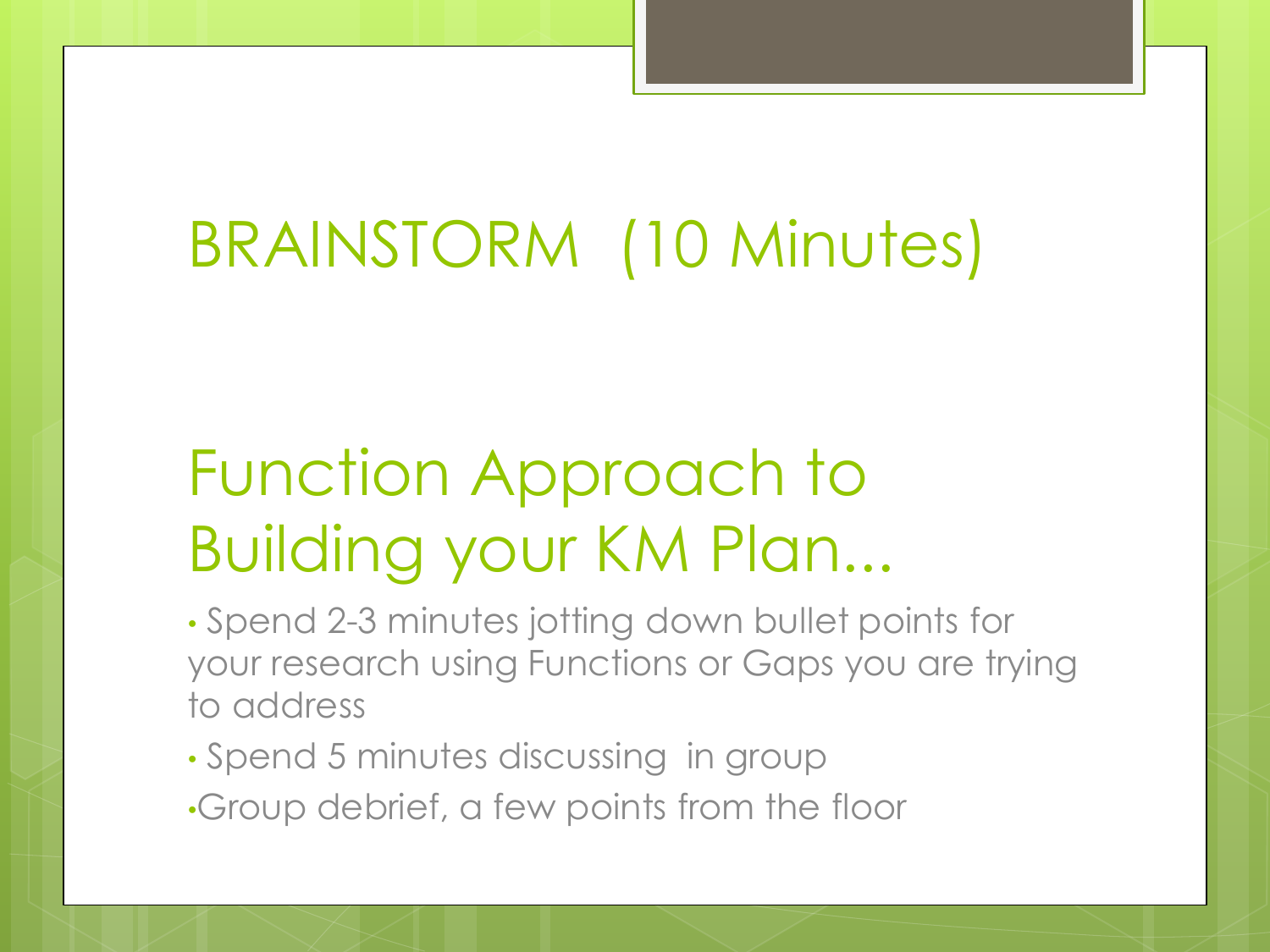# BRAINSTORM (10 Minutes)

## Function Approach to Building your KM Plan...

- Spend 2-3 minutes jotting down bullet points for your research using Functions or Gaps you are trying to address
- Spend 5 minutes discussing in group
- Group debrief, a few points from the floor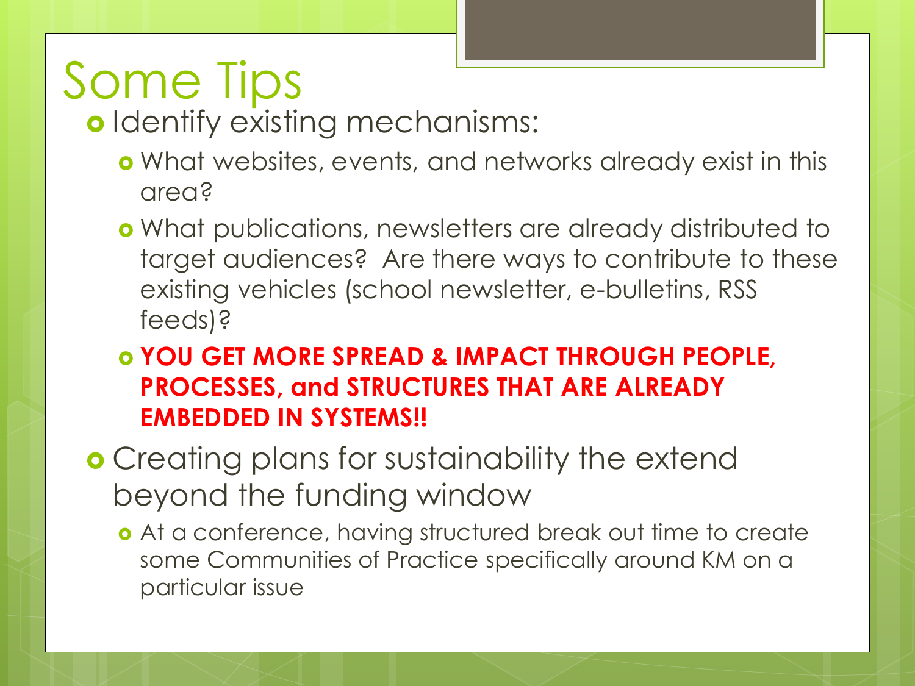# Some Tips

- Identify existing mechanisms:
  - What websites, events, and networks already exist in this area?
  - What publications, newsletters are already distributed to target audiences? Are there ways to contribute to these existing vehicles (school newsletter, e-bulletins, RSS feeds)?
  - **YOU GET MORE SPREAD & IMPACT THROUGH PEOPLE, PROCESSES, and STRUCTURES THAT ARE ALREADY EMBEDDED IN SYSTEMS!!**
- Creating plans for sustainability the extend beyond the funding window
  - At a conference, having structured break out time to create some Communities of Practice specifically around KM on a particular issue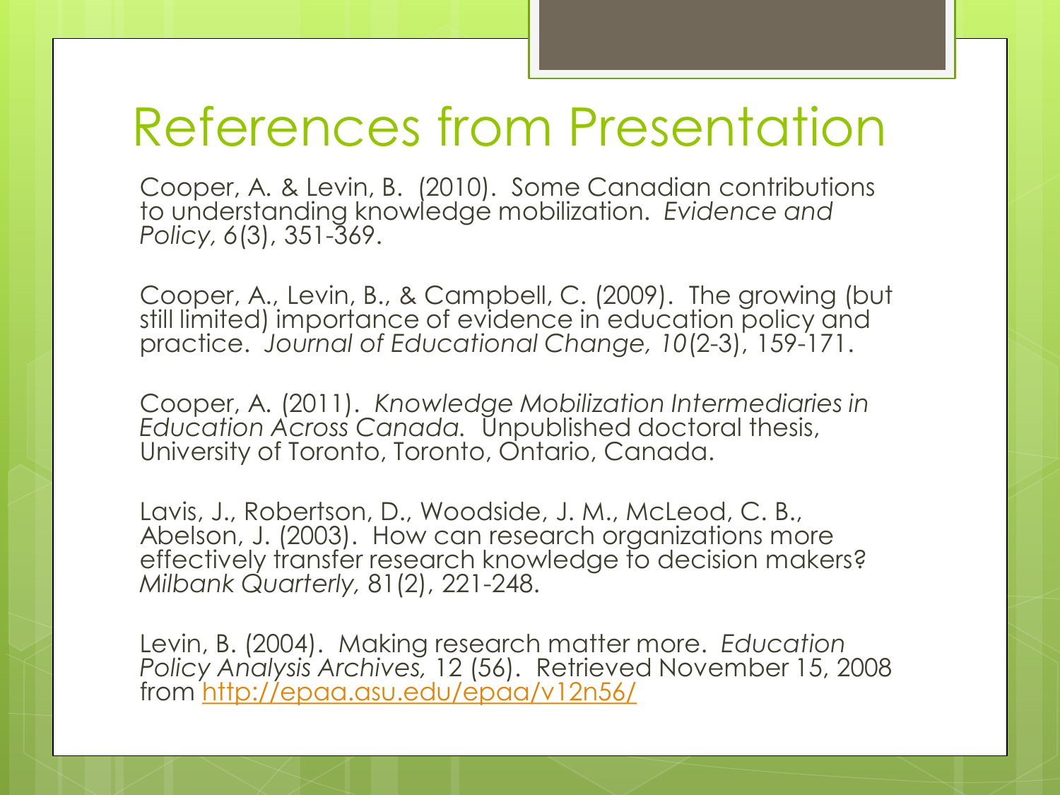# References from Presentation

Cooper, A. & Levin, B. (2010). Some Canadian contributions to understanding knowledge mobilization. *Evidence and Policy, 6*(3), 351-369.

Cooper, A., Levin, B., & Campbell, C. (2009). The growing (but still limited) importance of evidence in education policy and practice. *Journal of Educational Change, 10*(2-3), 159-171.

Cooper, A. (2011). *Knowledge Mobilization Intermediaries in Education Across Canada.* Unpublished doctoral thesis, University of Toronto, Toronto, Ontario, Canada.

Lavis, J., Robertson, D., Woodside, J. M., McLeod, C. B., Abelson, J. (2003). How can research organizations more effectively transfer research knowledge to decision makers? *Milbank Quarterly,* 81(2), 221-248.

Levin, B. (2004). Making research matter more. *Education Policy Analysis Archives,* 12 (56). Retrieved November 15, 2008 from http://epaa.asu.edu/epaa/v12n56/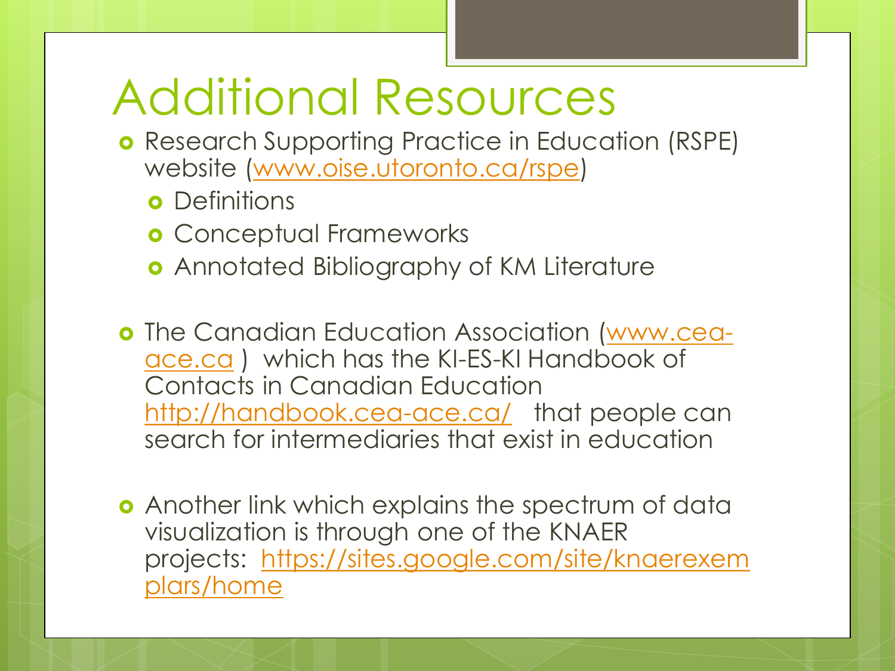# Additional Resources

- Research Supporting Practice in Education (RSPE) website (www.oise.utoronto.ca/rspe)
  - Definitions
  - Conceptual Frameworks
  - Annotated Bibliography of KM Literature

- The Canadian Education Association (www.cea-ace.ca ) which has the KI-ES-KI Handbook of Contacts in Canadian Education http://handbook.cea-ace.ca/ that people can search for intermediaries that exist in education

- Another link which explains the spectrum of data visualization is through one of the KNAER projects: https://sites.google.com/site/knaerexemplars/home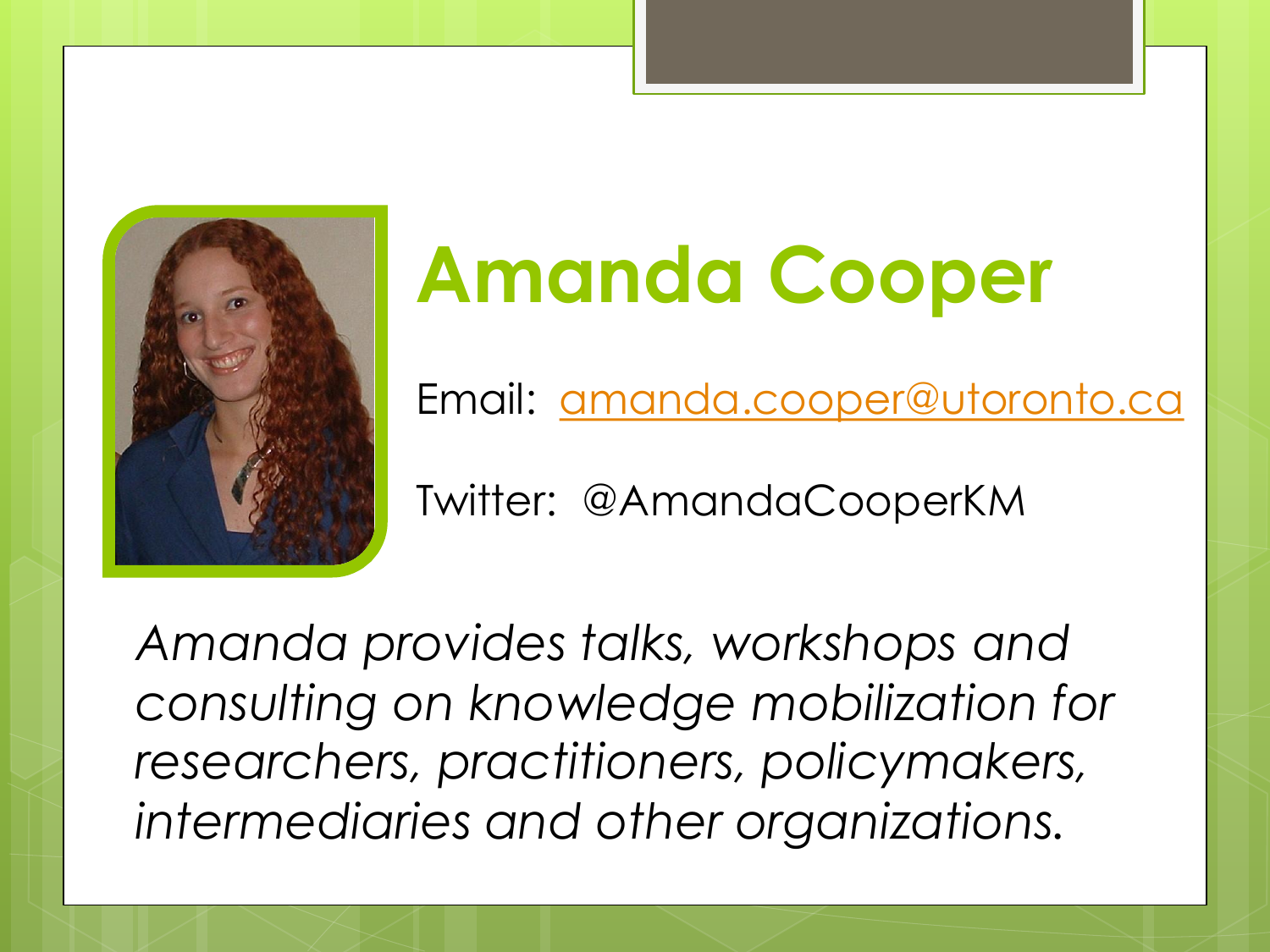# Amanda Cooper

Email: amanda.cooper@utoronto.ca

Twitter: @AmandaCooperKM

*Amanda provides talks, workshops and consulting on knowledge mobilization for researchers, practitioners, policymakers, intermediaries and other organizations.*